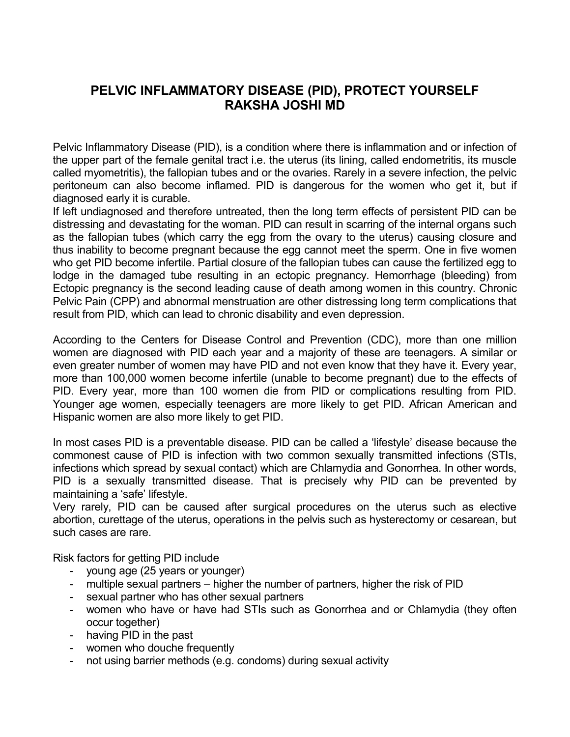# PELVIC INFLAMMATORY DISEASE (PID), PROTECT YOURSELF
## RAKSHA JOSHI MD

Pelvic Inflammatory Disease (PID), is a condition where there is inflammation and or infection of the upper part of the female genital tract i.e. the uterus (its lining, called endometritis, its muscle called myometritis), the fallopian tubes and or the ovaries. Rarely in a severe infection, the pelvic peritoneum can also become inflamed. PID is dangerous for the women who get it, but if diagnosed early it is curable.
If left undiagnosed and therefore untreated, then the long term effects of persistent PID can be distressing and devastating for the woman. PID can result in scarring of the internal organs such as the fallopian tubes (which carry the egg from the ovary to the uterus) causing closure and thus inability to become pregnant because the egg cannot meet the sperm. One in five women who get PID become infertile. Partial closure of the fallopian tubes can cause the fertilized egg to lodge in the damaged tube resulting in an ectopic pregnancy. Hemorrhage (bleeding) from Ectopic pregnancy is the second leading cause of death among women in this country. Chronic Pelvic Pain (CPP) and abnormal menstruation are other distressing long term complications that result from PID, which can lead to chronic disability and even depression.

According to the Centers for Disease Control and Prevention (CDC), more than one million women are diagnosed with PID each year and a majority of these are teenagers. A similar or even greater number of women may have PID and not even know that they have it. Every year, more than 100,000 women become infertile (unable to become pregnant) due to the effects of PID. Every year, more than 100 women die from PID or complications resulting from PID. Younger age women, especially teenagers are more likely to get PID. African American and Hispanic women are also more likely to get PID.

In most cases PID is a preventable disease. PID can be called a 'lifestyle' disease because the commonest cause of PID is infection with two common sexually transmitted infections (STIs, infections which spread by sexual contact) which are Chlamydia and Gonorrhea. In other words, PID is a sexually transmitted disease. That is precisely why PID can be prevented by maintaining a 'safe' lifestyle.
Very rarely, PID can be caused after surgical procedures on the uterus such as elective abortion, curettage of the uterus, operations in the pelvis such as hysterectomy or cesarean, but such cases are rare.

Risk factors for getting PID include

- young age (25 years or younger)
- multiple sexual partners – higher the number of partners, higher the risk of PID
- sexual partner who has other sexual partners
- women who have or have had STIs such as Gonorrhea and or Chlamydia (they often occur together)
- having PID in the past
- women who douche frequently
- not using barrier methods (e.g. condoms) during sexual activity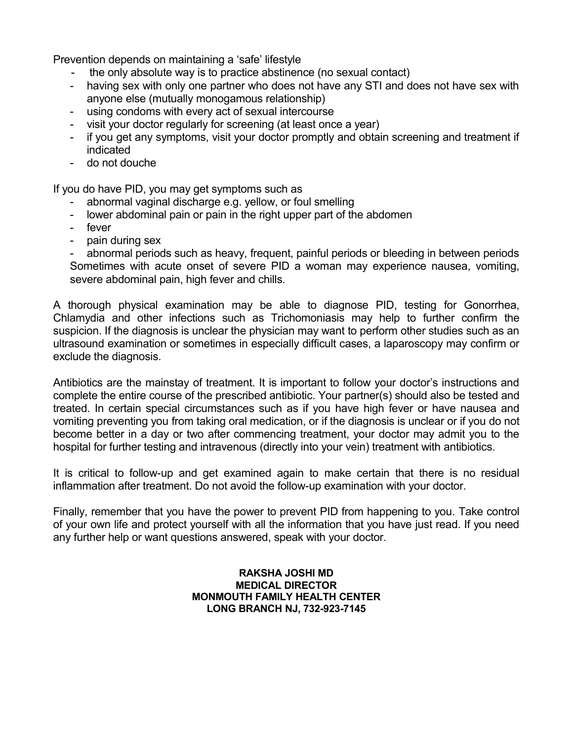Prevention depends on maintaining a 'safe' lifestyle

- the only absolute way is to practice abstinence (no sexual contact)
- having sex with only one partner who does not have any STI and does not have sex with anyone else (mutually monogamous relationship)
- using condoms with every act of sexual intercourse
- visit your doctor regularly for screening (at least once a year)
- if you get any symptoms, visit your doctor promptly and obtain screening and treatment if indicated
- do not douche

If you do have PID, you may get symptoms such as

- abnormal vaginal discharge e.g. yellow, or foul smelling
- lower abdominal pain or pain in the right upper part of the abdomen
- fever
- pain during sex
- abnormal periods such as heavy, frequent, painful periods or bleeding in between periods

Sometimes with acute onset of severe PID a woman may experience nausea, vomiting, severe abdominal pain, high fever and chills.

A thorough physical examination may be able to diagnose PID, testing for Gonorrhea, Chlamydia and other infections such as Trichomoniasis may help to further confirm the suspicion. If the diagnosis is unclear the physician may want to perform other studies such as an ultrasound examination or sometimes in especially difficult cases, a laparoscopy may confirm or exclude the diagnosis.

Antibiotics are the mainstay of treatment. It is important to follow your doctor's instructions and complete the entire course of the prescribed antibiotic. Your partner(s) should also be tested and treated. In certain special circumstances such as if you have high fever or have nausea and vomiting preventing you from taking oral medication, or if the diagnosis is unclear or if you do not become better in a day or two after commencing treatment, your doctor may admit you to the hospital for further testing and intravenous (directly into your vein) treatment with antibiotics.

It is critical to follow-up and get examined again to make certain that there is no residual inflammation after treatment. Do not avoid the follow-up examination with your doctor.

Finally, remember that you have the power to prevent PID from happening to you. Take control of your own life and protect yourself with all the information that you have just read. If you need any further help or want questions answered, speak with your doctor.

**RAKSHA JOSHI MD**
**MEDICAL DIRECTOR**
**MONMOUTH FAMILY HEALTH CENTER**
**LONG BRANCH NJ, 732-923-7145**